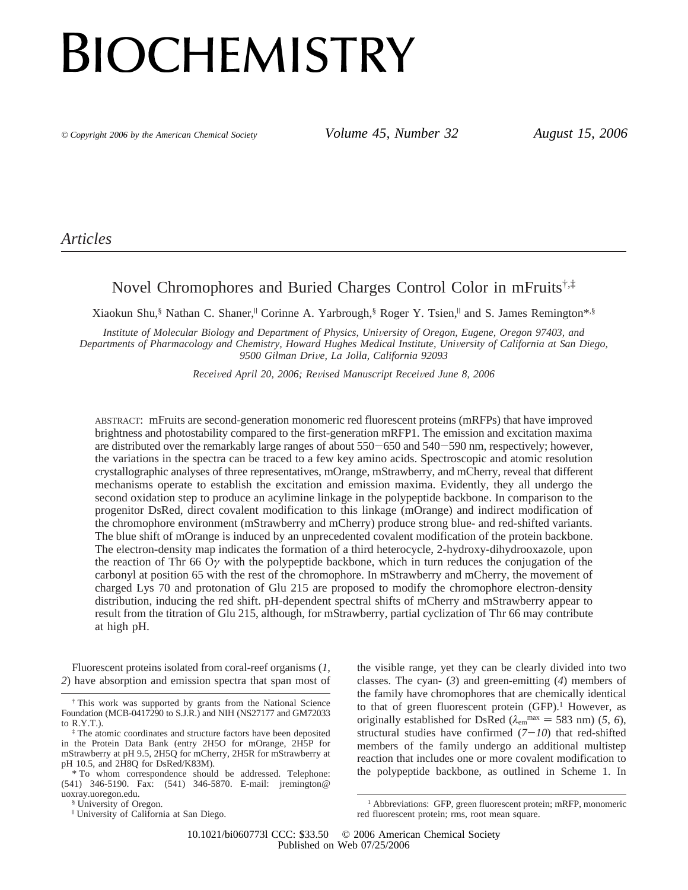# BIOCHEMISTRY

© Copyright 2006 by the American Chemical Society — *Volume 45, Number 32* — *August 15, 2006*

## *Articles*

# Novel Chromophores and Buried Charges Control Color in mFruits[†,‡]

Xiaokun Shu,[§] Nathan C. Shaner,[‖] Corinne A. Yarbrough,[§] Roger Y. Tsien,[‖] and S. James Remington*,[§]

*Institute of Molecular Biology and Department of Physics, University of Oregon, Eugene, Oregon 97403, and Departments of Pharmacology and Chemistry, Howard Hughes Medical Institute, University of California at San Diego, 9500 Gilman Drive, La Jolla, California 92093*

*Received April 20, 2006; Revised Manuscript Received June 8, 2006*

ABSTRACT: mFruits are second-generation monomeric red fluorescent proteins (mRFPs) that have improved brightness and photostability compared to the first-generation mRFP1. The emission and excitation maxima are distributed over the remarkably large ranges of about 550−650 and 540−590 nm, respectively; however, the variations in the spectra can be traced to a few key amino acids. Spectroscopic and atomic resolution crystallographic analyses of three representatives, mOrange, mStrawberry, and mCherry, reveal that different mechanisms operate to establish the excitation and emission maxima. Evidently, they all undergo the second oxidation step to produce an acylimine linkage in the polypeptide backbone. In comparison to the progenitor DsRed, direct covalent modification to this linkage (mOrange) and indirect modification of the chromophore environment (mStrawberry and mCherry) produce strong blue- and red-shifted variants. The blue shift of mOrange is induced by an unprecedented covalent modification of the protein backbone. The electron-density map indicates the formation of a third heterocycle, 2-hydroxy-dihydrooxazole, upon the reaction of Thr 66 Oγ with the polypeptide backbone, which in turn reduces the conjugation of the carbonyl at position 65 with the rest of the chromophore. In mStrawberry and mCherry, the movement of charged Lys 70 and protonation of Glu 215 are proposed to modify the chromophore electron-density distribution, inducing the red shift. pH-dependent spectral shifts of mCherry and mStrawberry appear to result from the titration of Glu 215, although, for mStrawberry, partial cyclization of Thr 66 may contribute at high pH.

Fluorescent proteins isolated from coral-reef organisms (*1*, *2*) have absorption and emission spectra that span most of the visible range, yet they can be clearly divided into two classes. The cyan- (*3*) and green-emitting (*4*) members of the family have chromophores that are chemically identical to that of green fluorescent protein (GFP).[1] However, as originally established for DsRed ($\lambda_{em}^{max}$ = 583 nm) (*5*, *6*), structural studies have confirmed (*7*−*10*) that red-shifted members of the family undergo an additional multistep reaction that includes one or more covalent modification to the polypeptide backbone, as outlined in Scheme 1. In

---

[†] This work was supported by grants from the National Science Foundation (MCB-0417290 to S.J.R.) and NIH (NS27177 and GM72033 to R.Y.T.).

[‡] The atomic coordinates and structure factors have been deposited in the Protein Data Bank (entry 2H5O for mOrange, 2H5P for mStrawberry at pH 9.5, 2H5Q for mCherry, 2H5R for mStrawberry at pH 10.5, and 2H8Q for DsRed/K83M).

\* To whom correspondence should be addressed. Telephone: (541) 346-5190. Fax: (541) 346-5870. E-mail: jremington@uoxray.uoregon.edu.

[§] University of Oregon.

[‖] University of California at San Diego.

[1] Abbreviations: GFP, green fluorescent protein; mRFP, monomeric red fluorescent protein; rms, root mean square.

10.1021/bi060773l CCC: $33.50 © 2006 American Chemical Society
Published on Web 07/25/2006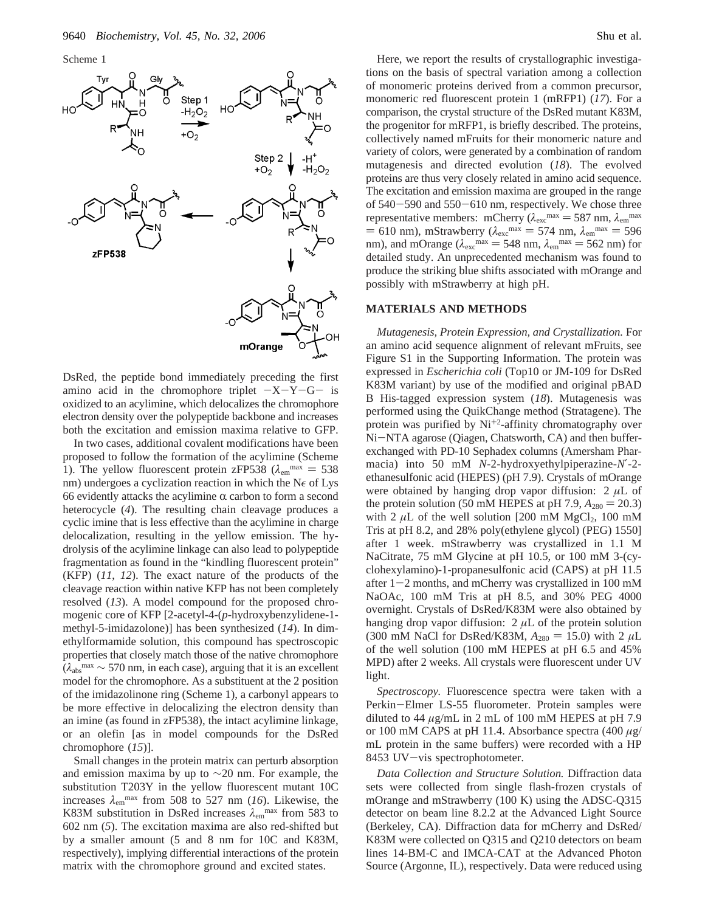Scheme 1

DsRed, the peptide bond immediately preceding the first amino acid in the chromophore triplet −X−Y−G− is oxidized to an acylimine, which delocalizes the chromophore electron density over the polypeptide backbone and increases both the excitation and emission maxima relative to GFP.

In two cases, additional covalent modifications have been proposed to follow the formation of the acylimine (Scheme 1). The yellow fluorescent protein zFP538 ($\lambda_{em}^{max}$ = 538 nm) undergoes a cyclization reaction in which the N$\epsilon$ of Lys 66 evidently attacks the acylimine α carbon to form a second heterocycle (*4*). The resulting chain cleavage produces a cyclic imine that is less effective than the acylimine in charge delocalization, resulting in the yellow emission. The hydrolysis of the acylimine linkage can also lead to polypeptide fragmentation as found in the "kindling fluorescent protein" (KFP) (*11*, *12*). The exact nature of the products of the cleavage reaction within native KFP has not been completely resolved (*13*). A model compound for the proposed chromogenic core of KFP [2-acetyl-4-(*p*-hydroxybenzylidene-1-methyl-5-imidazolone)] has been synthesized (*14*). In dimethylformamide solution, this compound has spectroscopic properties that closely match those of the native chromophore ($\lambda_{abs}^{max}$ ~ 570 nm, in each case), arguing that it is an excellent model for the chromophore. As a substituent at the 2 position of the imidazolinone ring (Scheme 1), a carbonyl appears to be more effective in delocalizing the electron density than an amine (as found in zFP538), the intact acylimine linkage, or an olefin [as in model compounds for the DsRed chromophore (*15*)].

Small changes in the protein matrix can perturb absorption and emission maxima by up to ~20 nm. For example, the substitution T203Y in the yellow fluorescent mutant 10C increases $\lambda_{em}^{max}$ from 508 to 527 nm (*16*). Likewise, the K83M substitution in DsRed increases $\lambda_{em}^{max}$ from 583 to 602 nm (*5*). The excitation maxima are also red-shifted but by a smaller amount (5 and 8 nm for 10C and K83M, respectively), implying differential interactions of the protein matrix with the chromophore ground and excited states.

Here, we report the results of crystallographic investigations on the basis of spectral variation among a collection of monomeric proteins derived from a common precursor, monomeric red fluorescent protein 1 (mRFP1) (*17*). For a comparison, the crystal structure of the DsRed mutant K83M, the progenitor for mRFP1, is briefly described. The proteins, collectively named mFruits for their monomeric nature and variety of colors, were generated by a combination of random mutagenesis and directed evolution (*18*). The evolved proteins are thus very closely related in amino acid sequence. The excitation and emission maxima are grouped in the range of 540−590 and 550−610 nm, respectively. We chose three representative members: mCherry ($\lambda_{exc}^{max}$ = 587 nm, $\lambda_{em}^{max}$ = 610 nm), mStrawberry ($\lambda_{exc}^{max}$ = 574 nm, $\lambda_{em}^{max}$ = 596 nm), and mOrange ($\lambda_{exc}^{max}$ = 548 nm, $\lambda_{em}^{max}$ = 562 nm) for detailed study. An unprecedented mechanism was found to produce the striking blue shifts associated with mOrange and possibly with mStrawberry at high pH.

## MATERIALS AND METHODS

*Mutagenesis, Protein Expression, and Crystallization.* For an amino acid sequence alignment of relevant mFruits, see Figure S1 in the Supporting Information. The protein was expressed in *Escherichia coli* (Top10 or JM-109 for DsRed K83M variant) by use of the modified and original pBAD B His-tagged expression system (*18*). Mutagenesis was performed using the QuikChange method (Stratagene). The protein was purified by $Ni^{+2}$-affinity chromatography over Ni−NTA agarose (Qiagen, Chatsworth, CA) and then buffer-exchanged with PD-10 Sephadex columns (Amersham Pharmacia) into 50 mM *N*-2-hydroxyethylpiperazine-*N′*-2-ethanesulfonic acid (HEPES) (pH 7.9). Crystals of mOrange were obtained by hanging drop vapor diffusion: 2 μL of the protein solution (50 mM HEPES at pH 7.9, $A_{280}$ = 20.3) with 2 μL of the well solution [200 mM $MgCl_2$, 100 mM Tris at pH 8.2, and 28% poly(ethylene glycol) (PEG) 1550] after 1 week. mStrawberry was crystallized in 1.1 M NaCitrate, 75 mM Glycine at pH 10.5, or 100 mM 3-(cyclohexylamino)-1-propanesulfonic acid (CAPS) at pH 11.5 after 1−2 months, and mCherry was crystallized in 100 mM NaOAc, 100 mM Tris at pH 8.5, and 30% PEG 4000 overnight. Crystals of DsRed/K83M were also obtained by hanging drop vapor diffusion: 2 μL of the protein solution (300 mM NaCl for DsRed/K83M, $A_{280}$ = 15.0) with 2 μL of the well solution (100 mM HEPES at pH 6.5 and 45% MPD) after 2 weeks. All crystals were fluorescent under UV light.

*Spectroscopy.* Fluorescence spectra were taken with a Perkin−Elmer LS-55 fluorometer. Protein samples were diluted to 44 μg/mL in 2 mL of 100 mM HEPES at pH 7.9 or 100 mM CAPS at pH 11.4. Absorbance spectra (400 μg/mL protein in the same buffers) were recorded with a HP 8453 UV−vis spectrophotometer.

*Data Collection and Structure Solution.* Diffraction data sets were collected from single flash-frozen crystals of mOrange and mStrawberry (100 K) using the ADSC-Q315 detector on beam line 8.2.2 at the Advanced Light Source (Berkeley, CA). Diffraction data for mCherry and DsRed/K83M were collected on Q315 and Q210 detectors on beam lines 14-BM-C and IMCA-CAT at the Advanced Photon Source (Argonne, IL), respectively. Data were reduced using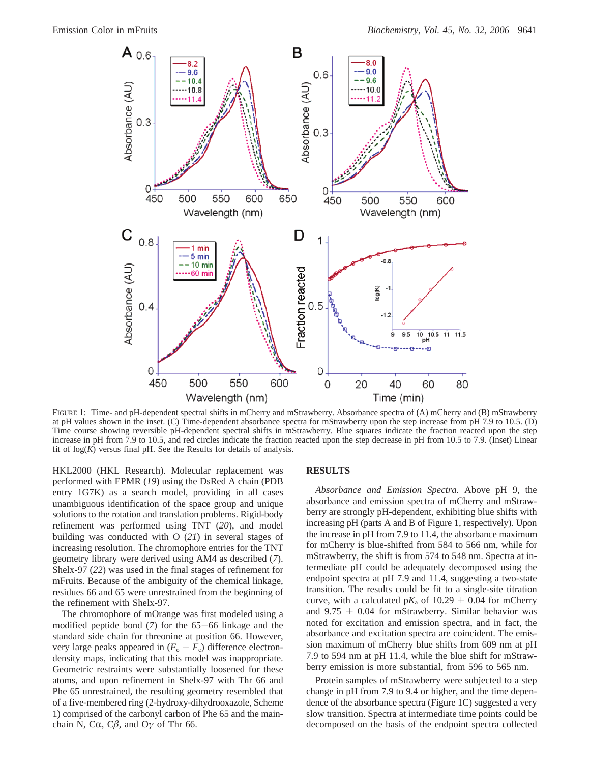FIGURE 1: Time- and pH-dependent spectral shifts in mCherry and mStrawberry. Absorbance spectra of (A) mCherry and (B) mStrawberry at pH values shown in the inset. (C) Time-dependent absorbance spectra for mStrawberry upon the step increase from pH 7.9 to 10.5. (D) Time course showing reversible pH-dependent spectral shifts in mStrawberry. Blue squares indicate the fraction reacted upon the step increase in pH from 7.9 to 10.5, and red circles indicate the fraction reacted upon the step decrease in pH from 10.5 to 7.9. (Inset) Linear fit of log($K$) versus final pH. See the Results for details of analysis.

HKL2000 (HKL Research). Molecular replacement was performed with EPMR (*19*) using the DsRed A chain (PDB entry 1G7K) as a search model, providing in all cases unambiguous identification of the space group and unique solutions to the rotation and translation problems. Rigid-body refinement was performed using TNT (*20*), and model building was conducted with O (*21*) in several stages of increasing resolution. The chromophore entries for the TNT geometry library were derived using AM4 as described (*7*). Shelx-97 (*22*) was used in the final stages of refinement for mFruits. Because of the ambiguity of the chemical linkage, residues 66 and 65 were unrestrained from the beginning of the refinement with Shelx-97.

The chromophore of mOrange was first modeled using a modified peptide bond (*7*) for the 65−66 linkage and the standard side chain for threonine at position 66. However, very large peaks appeared in ($F_o - F_c$) difference electron-density maps, indicating that this model was inappropriate. Geometric restraints were substantially loosened for these atoms, and upon refinement in Shelx-97 with Thr 66 and Phe 65 unrestrained, the resulting geometry resembled that of a five-membered ring (2-hydroxy-dihydrooxazole, Scheme 1) comprised of the carbonyl carbon of Phe 65 and the main-chain N, Cα, Cβ, and Oγ of Thr 66.

## RESULTS

*Absorbance and Emission Spectra.* Above pH 9, the absorbance and emission spectra of mCherry and mStrawberry are strongly pH-dependent, exhibiting blue shifts with increasing pH (parts A and B of Figure 1, respectively). Upon the increase in pH from 7.9 to 11.4, the absorbance maximum for mCherry is blue-shifted from 584 to 566 nm, while for mStrawberry, the shift is from 574 to 548 nm. Spectra at intermediate pH could be adequately decomposed using the endpoint spectra at pH 7.9 and 11.4, suggesting a two-state transition. The results could be fit to a single-site titration curve, with a calculated p$K_a$ of 10.29 ± 0.04 for mCherry and 9.75 ± 0.04 for mStrawberry. Similar behavior was noted for excitation and emission spectra, and in fact, the absorbance and excitation spectra are coincident. The emission maximum of mCherry blue shifts from 609 nm at pH 7.9 to 594 nm at pH 11.4, while the blue shift for mStrawberry emission is more substantial, from 596 to 565 nm.

Protein samples of mStrawberry were subjected to a step change in pH from 7.9 to 9.4 or higher, and the time dependence of the absorbance spectra (Figure 1C) suggested a very slow transition. Spectra at intermediate time points could be decomposed on the basis of the endpoint spectra collected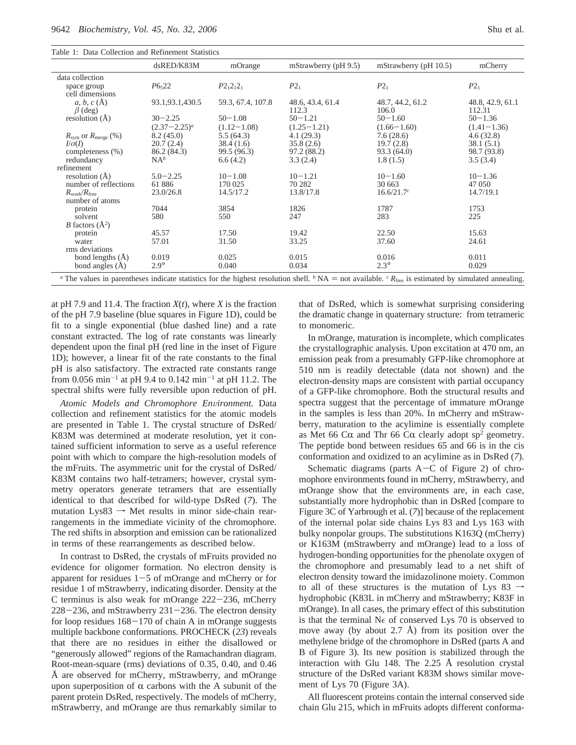Table 1: Data Collection and Refinement Statistics

| | dsRED/K83M | mOrange | mStrawberry (pH 9.5) | mStrawberry (pH 10.5) | mCherry |
|---|---|---|---|---|---|
| data collection | | | | | |
| space group | $P6_522$ | $P2_12_12_1$ | $P2_1$ | $P2_1$ | $P2_1$ |
| cell dimensions | | | | | |
| *a*, *b*, *c* (Å) | 93.1,93.1,430.5 | 59.3, 67.4, 107.8 | 48.6, 43.4, 61.4 | 48.7, 44.2, 61.2 | 48.8, 42.9, 61.1 |
| $\beta$ (deg) | | | 112.3 | 106.0 | 112.31 |
| resolution (Å) | 30−2.25 (2.37−2.25)[a] | 50−1.08 (1.12−1.08) | 50−1.21 (1.25−1.21) | 50−1.60 (1.66−1.60) | 50−1.36 (1.41−1.36) |
| $R_{sym}$ or $R_{merge}$ (%) | 8.2 (45.0) | 5.5 (64.3) | 4.1 (29.3) | 7.6 (28.6) | 4.6 (32.8) |
| $I/\sigma(I)$ | 20.7 (2.4) | 38.4 (1.6) | 35.8 (2.6) | 19.7 (2.8) | 38.1 (5.1) |
| completeness (%) | 86.2 (84.3) | 99.5 (96.3) | 97.2 (88.2) | 93.3 (64.0) | 98.7 (93.8) |
| redundancy | NA[b] | 6.6 (4.2) | 3.3 (2.4) | 1.8 (1.5) | 3.5 (3.4) |
| refinement | | | | | |
| resolution (Å) | 5.0−2.25 | 10−1.08 | 10−1.21 | 10−1.60 | 10−1.36 |
| number of reflections | 61 886 | 170 025 | 70 282 | 30 663 | 47 050 |
| $R_{work}/R_{free}$ | 23.0/26.8 | 14.5/17.2 | 13.8/17.8 | 16.6/21.7[c] | 14.7/19.1 |
| number of atoms | | | | | |
| protein | 7044 | 3854 | 1826 | 1787 | 1753 |
| solvent | 580 | 550 | 247 | 283 | 225 |
| *B* factors (Å$^2$) | | | | | |
| protein | 45.57 | 17.50 | 19.42 | 22.50 | 15.63 |
| water | 57.01 | 31.50 | 33.25 | 37.60 | 24.61 |
| rms deviations | | | | | |
| bond lengths (Å) | 0.019 | 0.025 | 0.015 | 0.016 | 0.011 |
| bond angles (Å) | 2.9° | 0.040 | 0.034 | 2.3° | 0.029 |

[a] The values in parentheses indicate statistics for the highest resolution shell. [b] NA = not available. [c] $R_{free}$ is estimated by simulated annealing.

at pH 7.9 and 11.4. The fraction $X(t)$, where $X$ is the fraction of the pH 7.9 baseline (blue squares in Figure 1D), could be fit to a single exponential (blue dashed line) and a rate constant extracted. The log of rate constants was linearly dependent upon the final pH (red line in the inset of Figure 1D); however, a linear fit of the rate constants to the final pH is also satisfactory. The extracted rate constants range from 0.056 min$^{-1}$ at pH 9.4 to 0.142 min$^{-1}$ at pH 11.2. The spectral shifts were fully reversible upon reduction of pH.

*Atomic Models and Chromophore Environment.* Data collection and refinement statistics for the atomic models are presented in Table 1. The crystal structure of DsRed/K83M was determined at moderate resolution, yet it contained sufficient information to serve as a useful reference point with which to compare the high-resolution models of the mFruits. The asymmetric unit for the crystal of DsRed/K83M contains two half-tetramers; however, crystal symmetry operators generate tetramers that are essentially identical to that described for wild-type DsRed (*7*). The mutation Lys83 → Met results in minor side-chain rearrangements in the immediate vicinity of the chromophore. The red shifts in absorption and emission can be rationalized in terms of these rearrangements as described below.

In contrast to DsRed, the crystals of mFruits provided no evidence for oligomer formation. No electron density is apparent for residues 1−5 of mOrange and mCherry or for residue 1 of mStrawberry, indicating disorder. Density at the C terminus is also weak for mOrange 222−236, mCherry 228−236, and mStrawberry 231−236. The electron density for loop residues 168−170 of chain A in mOrange suggests multiple backbone conformations. PROCHECK (*23*) reveals that there are no residues in either the disallowed or "generously allowed" regions of the Ramachandran diagram. Root-mean-square (rms) deviations of 0.35, 0.40, and 0.46 Å are observed for mCherry, mStrawberry, and mOrange upon superposition of α carbons with the A subunit of the parent protein DsRed, respectively. The models of mCherry, mStrawberry, and mOrange are thus remarkably similar to that of DsRed, which is somewhat surprising considering the dramatic change in quaternary structure: from tetrameric to monomeric.

In mOrange, maturation is incomplete, which complicates the crystallographic analysis. Upon excitation at 470 nm, an emission peak from a presumably GFP-like chromophore at 510 nm is readily detectable (data not shown) and the electron-density maps are consistent with partial occupancy of a GFP-like chromophore. Both the structural results and spectra suggest that the percentage of immature mOrange in the samples is less than 20%. In mCherry and mStrawberry, maturation to the acylimine is essentially complete as Met 66 Cα and Thr 66 Cα clearly adopt sp$^2$ geometry. The peptide bond between residues 65 and 66 is in the cis conformation and oxidized to an acylimine as in DsRed (*7*).

Schematic diagrams (parts A−C of Figure 2) of chromophore environments found in mCherry, mStrawberry, and mOrange show that the environments are, in each case, substantially more hydrophobic than in DsRed [compare to Figure 3C of Yarbrough et al. (*7*)] because of the replacement of the internal polar side chains Lys 83 and Lys 163 with bulky nonpolar groups. The substitutions K163Q (mCherry) or K163M (mStrawberry and mOrange) lead to a loss of hydrogen-bonding opportunities for the phenolate oxygen of the chromophore and presumably lead to a net shift of electron density toward the imidazolinone moiety. Common to all of these structures is the mutation of Lys 83 → hydrophobic (K83L in mCherry and mStrawberry; K83F in mOrange). In all cases, the primary effect of this substitution is that the terminal N$\epsilon$ of conserved Lys 70 is observed to move away (by about 2.7 Å) from its position over the methylene bridge of the chromophore in DsRed (parts A and B of Figure 3). Its new position is stabilized through the interaction with Glu 148. The 2.25 Å resolution crystal structure of the DsRed variant K83M shows similar movement of Lys 70 (Figure 3A).

All fluorescent proteins contain the internal conserved side chain Glu 215, which in mFruits adopts different conforma-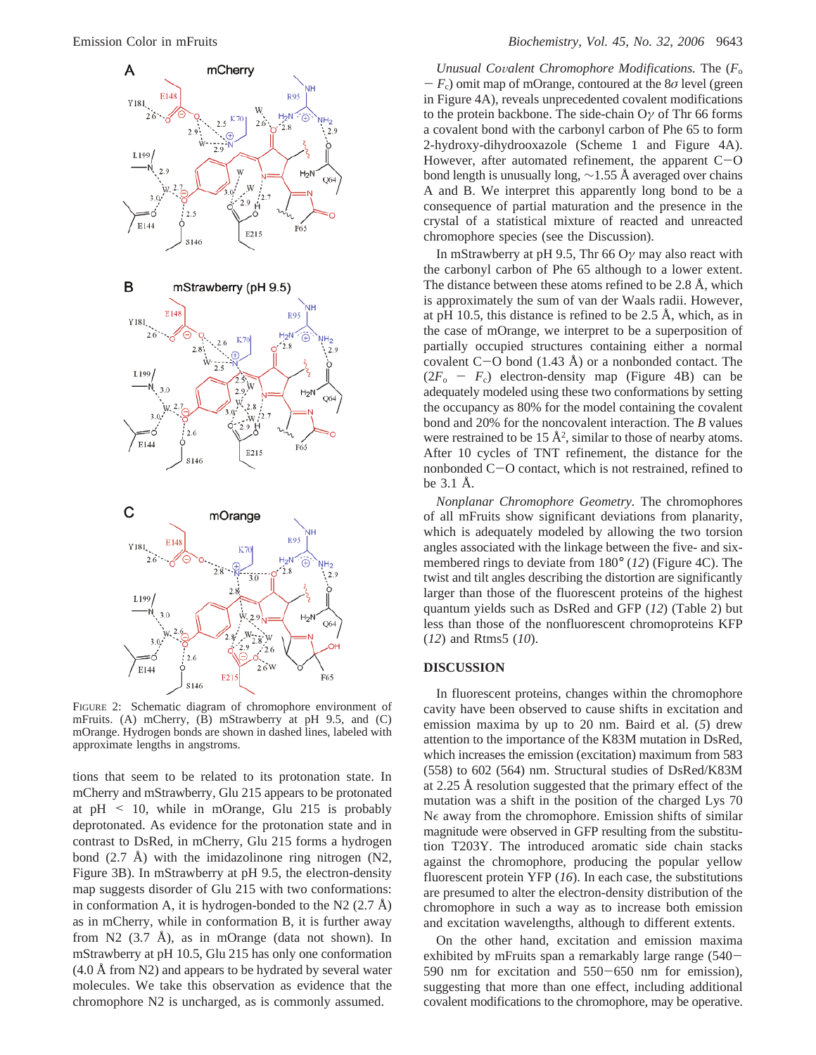FIGURE 2: Schematic diagram of chromophore environment of mFruits. (A) mCherry, (B) mStrawberry at pH 9.5, and (C) mOrange. Hydrogen bonds are shown in dashed lines, labeled with approximate lengths in angstroms.

tions that seem to be related to its protonation state. In mCherry and mStrawberry, Glu 215 appears to be protonated at pH < 10, while in mOrange, Glu 215 is probably deprotonated. As evidence for the protonation state and in contrast to DsRed, in mCherry, Glu 215 forms a hydrogen bond (2.7 Å) with the imidazolinone ring nitrogen (N2, Figure 3B). In mStrawberry at pH 9.5, the electron-density map suggests disorder of Glu 215 with two conformations: in conformation A, it is hydrogen-bonded to the N2 (2.7 Å) as in mCherry, while in conformation B, it is further away from N2 (3.7 Å), as in mOrange (data not shown). In mStrawberry at pH 10.5, Glu 215 has only one conformation (4.0 Å from N2) and appears to be hydrated by several water molecules. We take this observation as evidence that the chromophore N2 is uncharged, as is commonly assumed.

*Unusual Covalent Chromophore Modifications.* The ($F_o$ − $F_c$) omit map of mOrange, contoured at the 8$\sigma$ level (green in Figure 4A), reveals unprecedented covalent modifications to the protein backbone. The side-chain O$\gamma$ of Thr 66 forms a covalent bond with the carbonyl carbon of Phe 65 to form 2-hydroxy-dihydrooxazole (Scheme 1 and Figure 4A). However, after automated refinement, the apparent C−O bond length is unusually long, ∼1.55 Å averaged over chains A and B. We interpret this apparently long bond to be a consequence of partial maturation and the presence in the crystal of a statistical mixture of reacted and unreacted chromophore species (see the Discussion).

In mStrawberry at pH 9.5, Thr 66 O$\gamma$ may also react with the carbonyl carbon of Phe 65 although to a lower extent. The distance between these atoms refined to be 2.8 Å, which is approximately the sum of van der Waals radii. However, at pH 10.5, this distance is refined to be 2.5 Å, which, as in the case of mOrange, we interpret to be a superposition of partially occupied structures containing either a normal covalent C−O bond (1.43 Å) or a nonbonded contact. The ($2F_o$ − $F_c$) electron-density map (Figure 4B) can be adequately modeled using these two conformations by setting the occupancy as 80% for the model containing the covalent bond and 20% for the noncovalent interaction. The $B$ values were restrained to be 15 Å$^2$, similar to those of nearby atoms. After 10 cycles of TNT refinement, the distance for the nonbonded C−O contact, which is not restrained, refined to be 3.1 Å.

*Nonplanar Chromophore Geometry.* The chromophores of all mFruits show significant deviations from planarity, which is adequately modeled by allowing the two torsion angles associated with the linkage between the five- and six-membered rings to deviate from 180° (12) (Figure 4C). The twist and tilt angles describing the distortion are significantly larger than those of the fluorescent proteins of the highest quantum yields such as DsRed and GFP (12) (Table 2) but less than those of the nonfluorescent chromoproteins KFP (12) and Rtms5 (10).

## DISCUSSION

In fluorescent proteins, changes within the chromophore cavity have been observed to cause shifts in excitation and emission maxima by up to 20 nm. Baird et al. (5) drew attention to the importance of the K83M mutation in DsRed, which increases the emission (excitation) maximum from 583 (558) to 602 (564) nm. Structural studies of DsRed/K83M at 2.25 Å resolution suggested that the primary effect of the mutation was a shift in the position of the charged Lys 70 N$\epsilon$ away from the chromophore. Emission shifts of similar magnitude were observed in GFP resulting from the substitution T203Y. The introduced aromatic side chain stacks against the chromophore, producing the popular yellow fluorescent protein YFP (16). In each case, the substitutions are presumed to alter the electron-density distribution of the chromophore in such a way as to increase both emission and excitation wavelengths, although to different extents.

On the other hand, excitation and emission maxima exhibited by mFruits span a remarkably large range (540−590 nm for excitation and 550−650 nm for emission), suggesting that more than one effect, including additional covalent modifications to the chromophore, may be operative.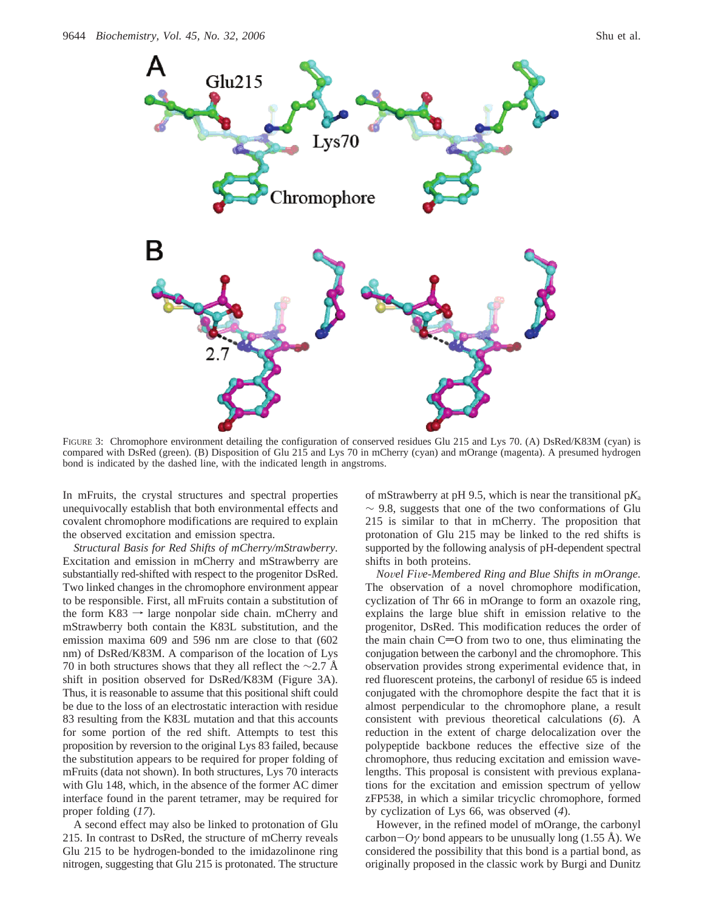FIGURE 3: Chromophore environment detailing the configuration of conserved residues Glu 215 and Lys 70. (A) DsRed/K83M (cyan) is compared with DsRed (green). (B) Disposition of Glu 215 and Lys 70 in mCherry (cyan) and mOrange (magenta). A presumed hydrogen bond is indicated by the dashed line, with the indicated length in angstroms.

In mFruits, the crystal structures and spectral properties unequivocally establish that both environmental effects and covalent chromophore modifications are required to explain the observed excitation and emission spectra.

*Structural Basis for Red Shifts of mCherry/mStrawberry.* Excitation and emission in mCherry and mStrawberry are substantially red-shifted with respect to the progenitor DsRed. Two linked changes in the chromophore environment appear to be responsible. First, all mFruits contain a substitution of the form K83 → large nonpolar side chain. mCherry and mStrawberry both contain the K83L substitution, and the emission maxima 609 and 596 nm are close to that (602 nm) of DsRed/K83M. A comparison of the location of Lys 70 in both structures shows that they all reflect the ~2.7 Å shift in position observed for DsRed/K83M (Figure 3A). Thus, it is reasonable to assume that this positional shift could be due to the loss of an electrostatic interaction with residue 83 resulting from the K83L mutation and that this accounts for some portion of the red shift. Attempts to test this proposition by reversion to the original Lys 83 failed, because the substitution appears to be required for proper folding of mFruits (data not shown). In both structures, Lys 70 interacts with Glu 148, which, in the absence of the former AC dimer interface found in the parent tetramer, may be required for proper folding (*17*).

A second effect may also be linked to protonation of Glu 215. In contrast to DsRed, the structure of mCherry reveals Glu 215 to be hydrogen-bonded to the imidazolinone ring nitrogen, suggesting that Glu 215 is protonated. The structure of mStrawberry at pH 9.5, which is near the transitional p$K_a$ ~ 9.8, suggests that one of the two conformations of Glu 215 is similar to that in mCherry. The proposition that protonation of Glu 215 may be linked to the red shifts is supported by the following analysis of pH-dependent spectral shifts in both proteins.

*Novel Five-Membered Ring and Blue Shifts in mOrange.* The observation of a novel chromophore modification, cyclization of Thr 66 in mOrange to form an oxazole ring, explains the large blue shift in emission relative to the progenitor, DsRed. This modification reduces the order of the main chain C=O from two to one, thus eliminating the conjugation between the carbonyl and the chromophore. This observation provides strong experimental evidence that, in red fluorescent proteins, the carbonyl of residue 65 is indeed conjugated with the chromophore despite the fact that it is almost perpendicular to the chromophore plane, a result consistent with previous theoretical calculations (*6*). A reduction in the extent of charge delocalization over the polypeptide backbone reduces the effective size of the chromophore, thus reducing excitation and emission wavelengths. This proposal is consistent with previous explanations for the excitation and emission spectrum of yellow zFP538, in which a similar tricyclic chromophore, formed by cyclization of Lys 66, was observed (*4*).

However, in the refined model of mOrange, the carbonyl carbon−O$\gamma$ bond appears to be unusually long (1.55 Å). We considered the possibility that this bond is a partial bond, as originally proposed in the classic work by Burgi and Dunitz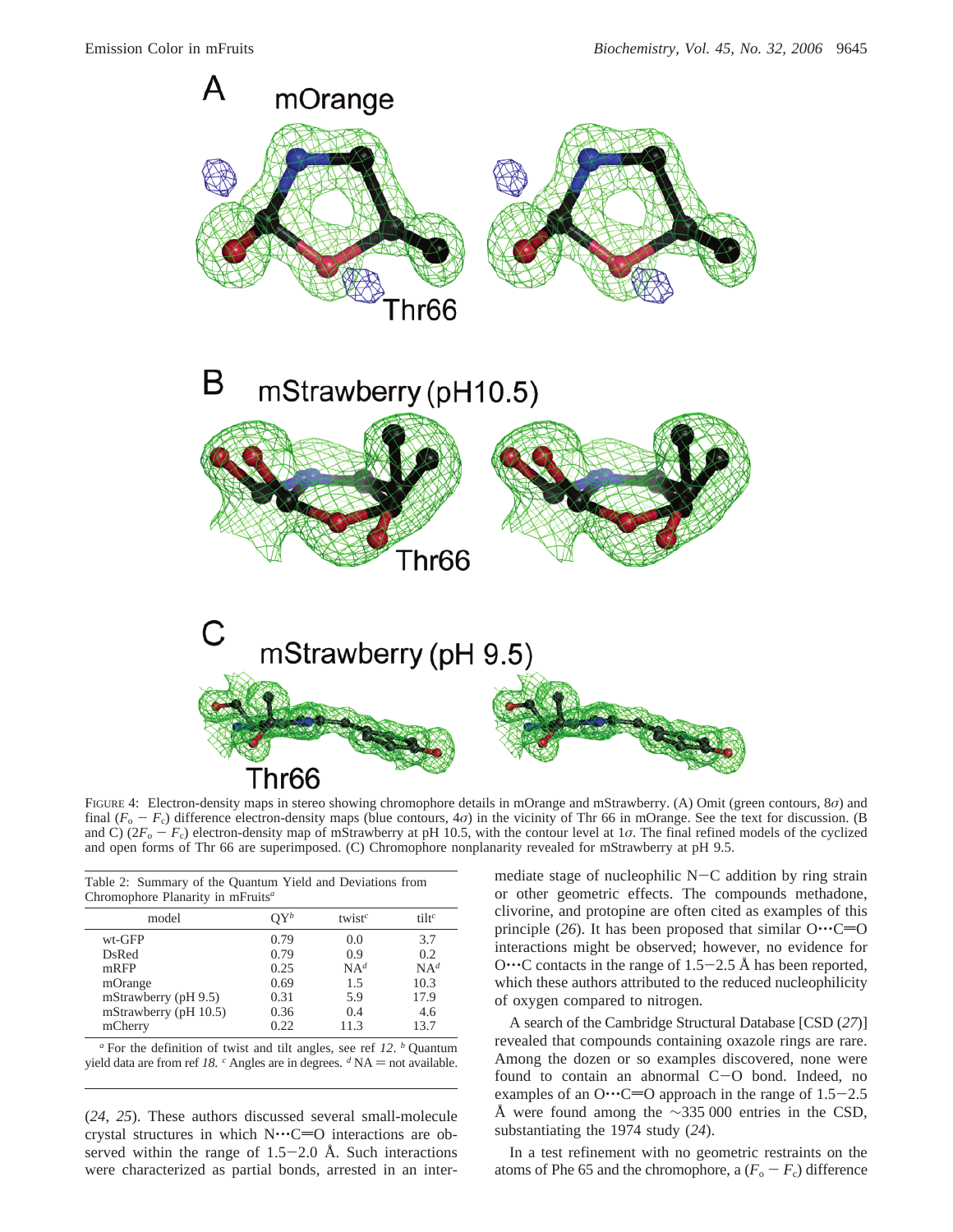FIGURE 4: Electron-density maps in stereo showing chromophore details in mOrange and mStrawberry. (A) Omit (green contours, 8$\sigma$) and final ($F_o - F_c$) difference electron-density maps (blue contours, 4$\sigma$) in the vicinity of Thr 66 in mOrange. See the text for discussion. (B and C) ($2F_o - F_c$) electron-density map of mStrawberry at pH 10.5, with the contour level at 1$\sigma$. The final refined models of the cyclized and open forms of Thr 66 are superimposed. (C) Chromophore nonplanarity revealed for mStrawberry at pH 9.5.

Table 2: Summary of the Quantum Yield and Deviations from Chromophore Planarity in mFruits[a]

| model | QY[b] | twist[c] | tilt[c] |
|---|---|---|---|
| wt-GFP | 0.79 | 0.0 | 3.7 |
| DsRed | 0.79 | 0.9 | 0.2 |
| mRFP | 0.25 | NA[d] | NA[d] |
| mOrange | 0.69 | 1.5 | 10.3 |
| mStrawberry (pH 9.5) | 0.31 | 5.9 | 17.9 |
| mStrawberry (pH 10.5) | 0.36 | 0.4 | 4.6 |
| mCherry | 0.22 | 11.3 | 13.7 |

[a] For the definition of twist and tilt angles, see ref *12*. [b] Quantum yield data are from ref *18*. [c] Angles are in degrees. [d] NA = not available.

(*24*, *25*). These authors discussed several small-molecule crystal structures in which N···C=O interactions are observed within the range of 1.5−2.0 Å. Such interactions were characterized as partial bonds, arrested in an intermediate stage of nucleophilic N−C addition by ring strain or other geometric effects. The compounds methadone, clivorine, and protopine are often cited as examples of this principle (*26*). It has been proposed that similar O···C=O interactions might be observed; however, no evidence for O···C contacts in the range of 1.5−2.5 Å has been reported, which these authors attributed to the reduced nucleophilicity of oxygen compared to nitrogen.

A search of the Cambridge Structural Database [CSD (*27*)] revealed that compounds containing oxazole rings are rare. Among the dozen or so examples discovered, none were found to contain an abnormal C−O bond. Indeed, no examples of an O···C=O approach in the range of 1.5−2.5 Å were found among the ~335 000 entries in the CSD, substantiating the 1974 study (*24*).

In a test refinement with no geometric restraints on the atoms of Phe 65 and the chromophore, a ($F_o - F_c$) difference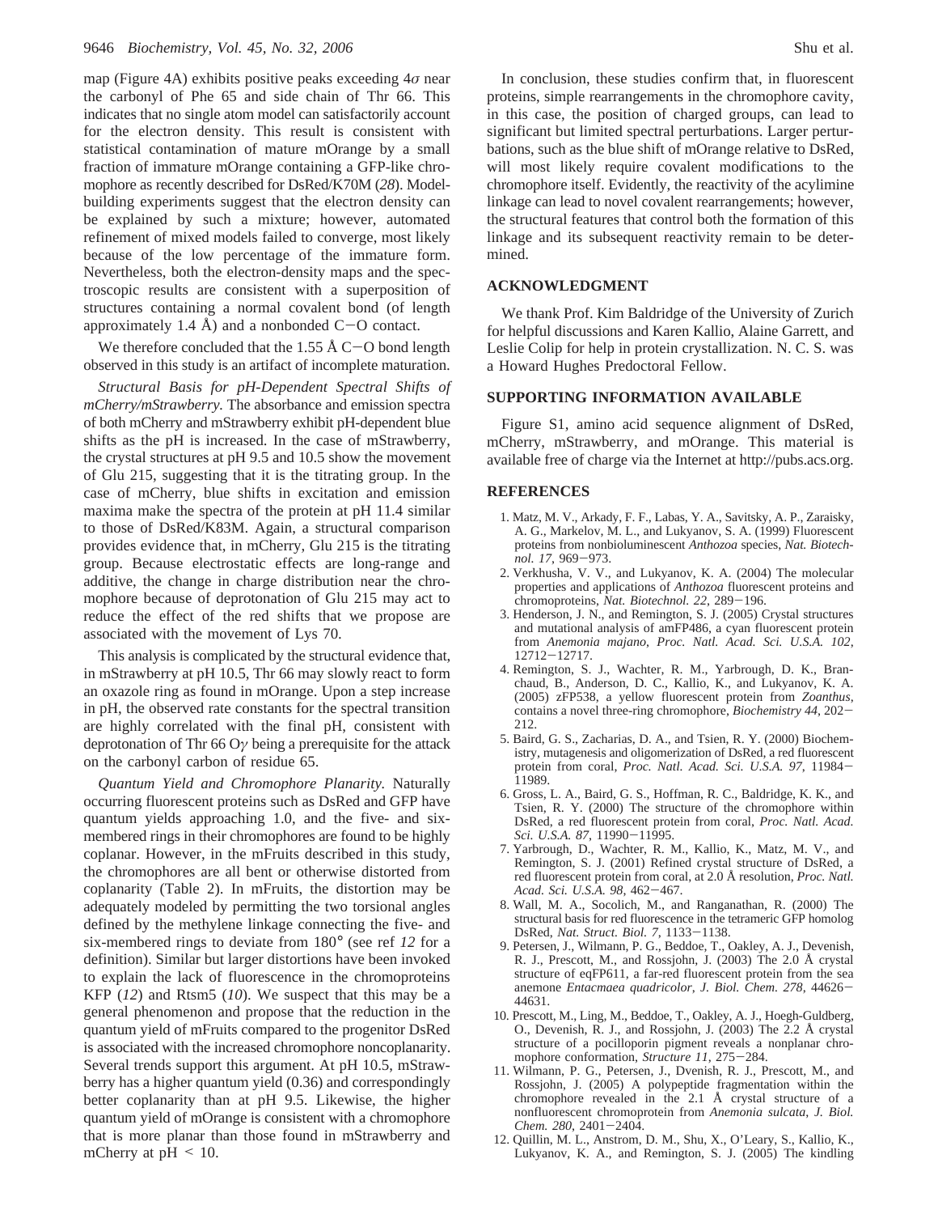map (Figure 4A) exhibits positive peaks exceeding $4\sigma$ near the carbonyl of Phe 65 and side chain of Thr 66. This indicates that no single atom model can satisfactorily account for the electron density. This result is consistent with statistical contamination of mature mOrange by a small fraction of immature mOrange containing a GFP-like chromophore as recently described for DsRed/K70M (*28*). Model-building experiments suggest that the electron density can be explained by such a mixture; however, automated refinement of mixed models failed to converge, most likely because of the low percentage of the immature form. Nevertheless, both the electron-density maps and the spectroscopic results are consistent with a superposition of structures containing a normal covalent bond (of length approximately 1.4 Å) and a nonbonded C−O contact.

We therefore concluded that the 1.55 Å C−O bond length observed in this study is an artifact of incomplete maturation.

*Structural Basis for pH-Dependent Spectral Shifts of mCherry/mStrawberry.* The absorbance and emission spectra of both mCherry and mStrawberry exhibit pH-dependent blue shifts as the pH is increased. In the case of mStrawberry, the crystal structures at pH 9.5 and 10.5 show the movement of Glu 215, suggesting that it is the titrating group. In the case of mCherry, blue shifts in excitation and emission maxima make the spectra of the protein at pH 11.4 similar to those of DsRed/K83M. Again, a structural comparison provides evidence that, in mCherry, Glu 215 is the titrating group. Because electrostatic effects are long-range and additive, the change in charge distribution near the chromophore because of deprotonation of Glu 215 may act to reduce the effect of the red shifts that we propose are associated with the movement of Lys 70.

This analysis is complicated by the structural evidence that, in mStrawberry at pH 10.5, Thr 66 may slowly react to form an oxazole ring as found in mOrange. Upon a step increase in pH, the observed rate constants for the spectral transition are highly correlated with the final pH, consistent with deprotonation of Thr 66 O$\gamma$ being a prerequisite for the attack on the carbonyl carbon of residue 65.

*Quantum Yield and Chromophore Planarity.* Naturally occurring fluorescent proteins such as DsRed and GFP have quantum yields approaching 1.0, and the five- and six-membered rings in their chromophores are found to be highly coplanar. However, in the mFruits described in this study, the chromophores are all bent or otherwise distorted from coplanarity (Table 2). In mFruits, the distortion may be adequately modeled by permitting the two torsional angles defined by the methylene linkage connecting the five- and six-membered rings to deviate from 180° (see ref *12* for a definition). Similar but larger distortions have been invoked to explain the lack of fluorescence in the chromoproteins KFP (*12*) and Rtsm5 (*10*). We suspect that this may be a general phenomenon and propose that the reduction in the quantum yield of mFruits compared to the progenitor DsRed is associated with the increased chromophore noncoplanarity. Several trends support this argument. At pH 10.5, mStrawberry has a higher quantum yield (0.36) and correspondingly better coplanarity than at pH 9.5. Likewise, the higher quantum yield of mOrange is consistent with a chromophore that is more planar than those found in mStrawberry and mCherry at pH $< 10$.

In conclusion, these studies confirm that, in fluorescent proteins, simple rearrangements in the chromophore cavity, in this case, the position of charged groups, can lead to significant but limited spectral perturbations. Larger perturbations, such as the blue shift of mOrange relative to DsRed, will most likely require covalent modifications to the chromophore itself. Evidently, the reactivity of the acylimine linkage can lead to novel covalent rearrangements; however, the structural features that control both the formation of this linkage and its subsequent reactivity remain to be determined.

## ACKNOWLEDGMENT

We thank Prof. Kim Baldridge of the University of Zurich for helpful discussions and Karen Kallio, Alaine Garrett, and Leslie Colip for help in protein crystallization. N. C. S. was a Howard Hughes Predoctoral Fellow.

## SUPPORTING INFORMATION AVAILABLE

Figure S1, amino acid sequence alignment of DsRed, mCherry, mStrawberry, and mOrange. This material is available free of charge via the Internet at http://pubs.acs.org.

## REFERENCES

1. Matz, M. V., Arkady, F. F., Labas, Y. A., Savitsky, A. P., Zaraisky, A. G., Markelov, M. L., and Lukyanov, S. A. (1999) Fluorescent proteins from nonbioluminescent *Anthozoa* species, *Nat. Biotechnol. 17*, 969−973.
2. Verkhusha, V. V., and Lukyanov, K. A. (2004) The molecular properties and applications of *Anthozoa* fluorescent proteins and chromoproteins, *Nat. Biotechnol. 22*, 289−196.
3. Henderson, J. N., and Remington, S. J. (2005) Crystal structures and mutational analysis of amFP486, a cyan fluorescent protein from *Anemonia majano*, *Proc. Natl. Acad. Sci. U.S.A. 102*, 12712−12717.
4. Remington, S. J., Wachter, R. M., Yarbrough, D. K., Branchaud, B., Anderson, D. C., Kallio, K., and Lukyanov, K. A. (2005) zFP538, a yellow fluorescent protein from *Zoanthus*, contains a novel three-ring chromophore, *Biochemistry 44*, 202−212.
5. Baird, G. S., Zacharias, D. A., and Tsien, R. Y. (2000) Biochemistry, mutagenesis and oligomerization of DsRed, a red fluorescent protein from coral, *Proc. Natl. Acad. Sci. U.S.A. 97*, 11984−11989.
6. Gross, L. A., Baird, G. S., Hoffman, R. C., Baldridge, K. K., and Tsien, R. Y. (2000) The structure of the chromophore within DsRed, a red fluorescent protein from coral, *Proc. Natl. Acad. Sci. U.S.A. 87*, 11990−11995.
7. Yarbrough, D., Wachter, R. M., Kallio, K., Matz, M. V., and Remington, S. J. (2001) Refined crystal structure of DsRed, a red fluorescent protein from coral, at 2.0 Å resolution, *Proc. Natl. Acad. Sci. U.S.A. 98*, 462−467.
8. Wall, M. A., Socolich, M., and Ranganathan, R. (2000) The structural basis for red fluorescence in the tetrameric GFP homolog DsRed, *Nat. Struct. Biol. 7*, 1133−1138.
9. Petersen, J., Wilmann, P. G., Beddoe, T., Oakley, A. J., Devenish, R. J., Prescott, M., and Rossjohn, J. (2003) The 2.0 Å crystal structure of eqFP611, a far-red fluorescent protein from the sea anemone *Entacmaea quadricolor*, *J. Biol. Chem. 278*, 44626−44631.
10. Prescott, M., Ling, M., Beddoe, T., Oakley, A. J., Hoegh-Guldberg, O., Devenish, R. J., and Rossjohn, J. (2003) The 2.2 Å crystal structure of a pocilloporin pigment reveals a nonplanar chromophore conformation, *Structure 11*, 275−284.
11. Wilmann, P. G., Petersen, J., Dvenish, R. J., Prescott, M., and Rossjohn, J. (2005) A polypeptide fragmentation within the chromophore revealed in the 2.1 Å crystal structure of a nonfluorescent chromoprotein from *Anemonia sulcata*, *J. Biol. Chem. 280*, 2401−2404.
12. Quillin, M. L., Anstrom, D. M., Shu, X., O'Leary, S., Kallio, K., Lukyanov, K. A., and Remington, S. J. (2005) The kindling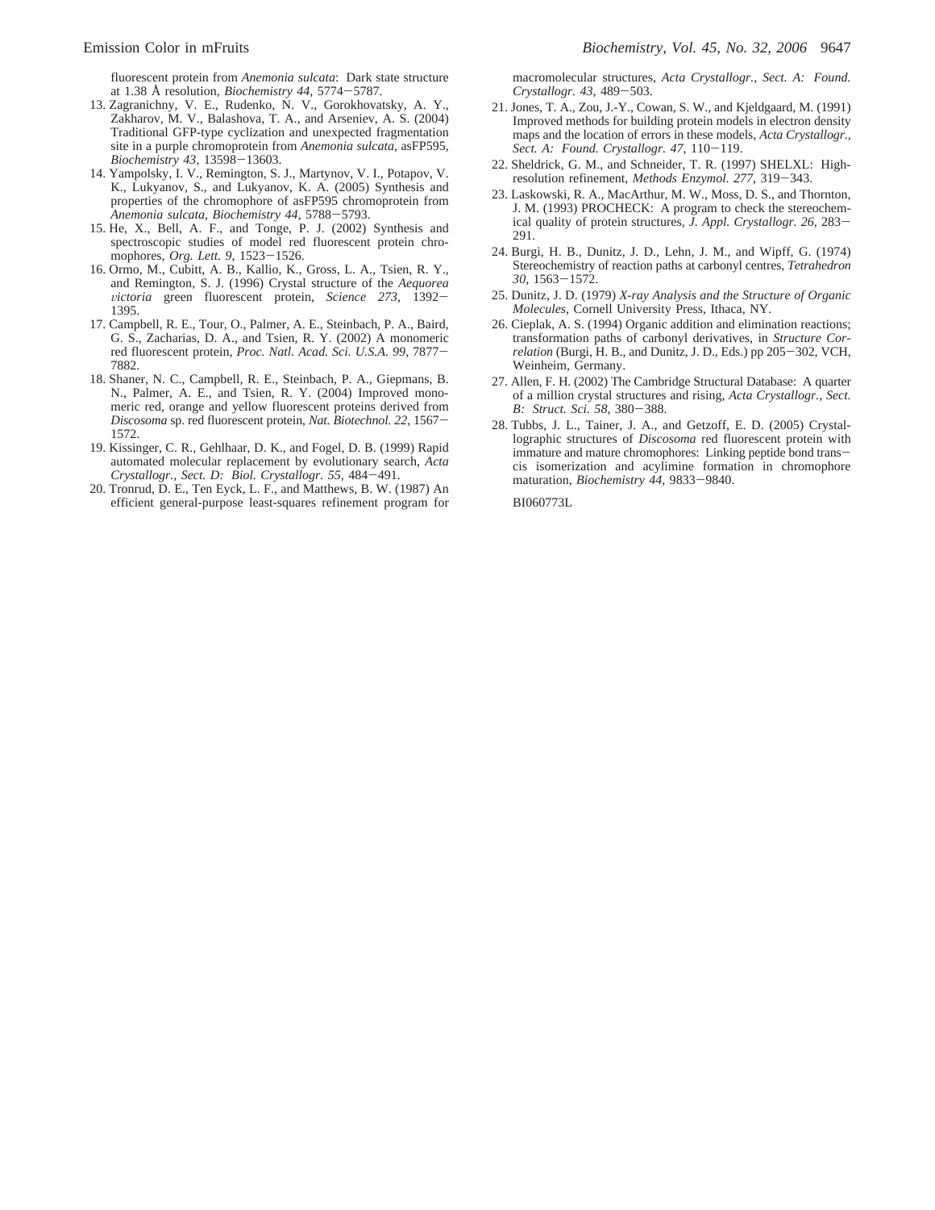fluorescent protein from *Anemonia sulcata*: Dark state structure at 1.38 Å resolution, *Biochemistry 44*, 5774−5787.

13. Zagranichny, V. E., Rudenko, N. V., Gorokhovatsky, A. Y., Zakharov, M. V., Balashova, T. A., and Arseniev, A. S. (2004) Traditional GFP-type cyclization and unexpected fragmentation site in a purple chromoprotein from *Anemonia sulcata*, asFP595, *Biochemistry 43*, 13598−13603.
14. Yampolsky, I. V., Remington, S. J., Martynov, V. I., Potapov, V. K., Lukyanov, S., and Lukyanov, K. A. (2005) Synthesis and properties of the chromophore of asFP595 chromoprotein from *Anemonia sulcata*, *Biochemistry 44*, 5788−5793.
15. He, X., Bell, A. F., and Tonge, P. J. (2002) Synthesis and spectroscopic studies of model red fluorescent protein chromophores, *Org. Lett. 9*, 1523−1526.
16. Ormo, M., Cubitt, A. B., Kallio, K., Gross, L. A., Tsien, R. Y., and Remington, S. J. (1996) Crystal structure of the *Aequorea victoria* green fluorescent protein, *Science 273*, 1392−1395.
17. Campbell, R. E., Tour, O., Palmer, A. E., Steinbach, P. A., Baird, G. S., Zacharias, D. A., and Tsien, R. Y. (2002) A monomeric red fluorescent protein, *Proc. Natl. Acad. Sci. U.S.A. 99*, 7877−7882.
18. Shaner, N. C., Campbell, R. E., Steinbach, P. A., Giepmans, B. N., Palmer, A. E., and Tsien, R. Y. (2004) Improved monomeric red, orange and yellow fluorescent proteins derived from *Discosoma* sp. red fluorescent protein, *Nat. Biotechnol. 22*, 1567−1572.
19. Kissinger, C. R., Gehlhaar, D. K., and Fogel, D. B. (1999) Rapid automated molecular replacement by evolutionary search, *Acta Crystallogr., Sect. D: Biol. Crystallogr. 55*, 484−491.
20. Tronrud, D. E., Ten Eyck, L. F., and Matthews, B. W. (1987) An efficient general-purpose least-squares refinement program for macromolecular structures, *Acta Crystallogr., Sect. A: Found. Crystallogr. 43*, 489−503.
21. Jones, T. A., Zou, J.-Y., Cowan, S. W., and Kjeldgaard, M. (1991) Improved methods for building protein models in electron density maps and the location of errors in these models, *Acta Crystallogr., Sect. A: Found. Crystallogr. 47*, 110−119.
22. Sheldrick, G. M., and Schneider, T. R. (1997) SHELXL: High-resolution refinement, *Methods Enzymol. 277*, 319−343.
23. Laskowski, R. A., MacArthur, M. W., Moss, D. S., and Thornton, J. M. (1993) PROCHECK: A program to check the stereochemical quality of protein structures, *J. Appl. Crystallogr. 26*, 283−291.
24. Burgi, H. B., Dunitz, J. D., Lehn, J. M., and Wipff, G. (1974) Stereochemistry of reaction paths at carbonyl centres, *Tetrahedron 30*, 1563−1572.
25. Dunitz, J. D. (1979) *X-ray Analysis and the Structure of Organic Molecules*, Cornell University Press, Ithaca, NY.
26. Cieplak, A. S. (1994) Organic addition and elimination reactions; transformation paths of carbonyl derivatives, in *Structure Correlation* (Burgi, H. B., and Dunitz, J. D., Eds.) pp 205−302, VCH, Weinheim, Germany.
27. Allen, F. H. (2002) The Cambridge Structural Database: A quarter of a million crystal structures and rising, *Acta Crystallogr., Sect. B: Struct. Sci. 58*, 380−388.
28. Tubbs, J. L., Tainer, J. A., and Getzoff, E. D. (2005) Crystallographic structures of *Discosoma* red fluorescent protein with immature and mature chromophores: Linking peptide bond trans−cis isomerization and acylimine formation in chromophore maturation, *Biochemistry 44*, 9833−9840.

BI060773L